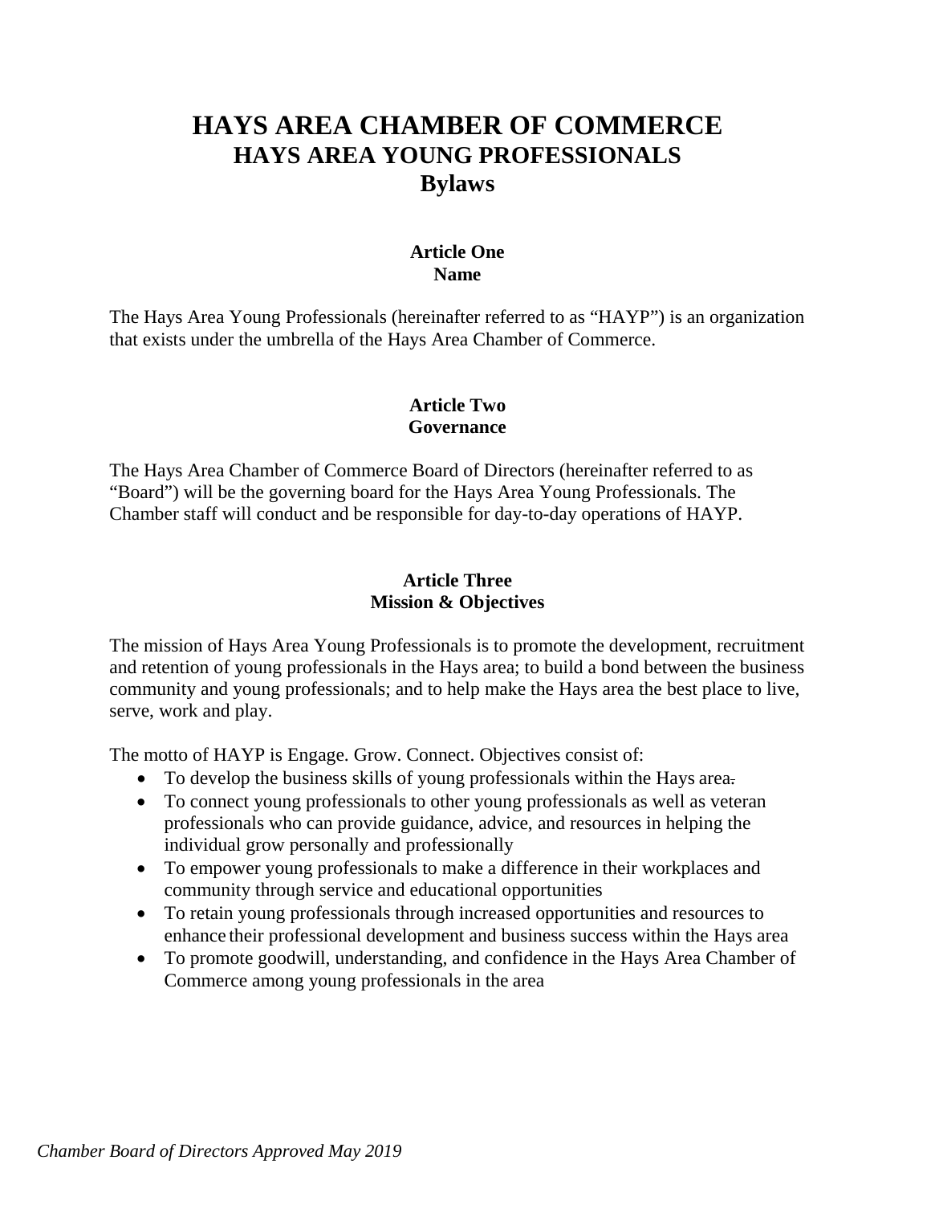# HAYS AREA CHAMBER OF COMMERCE
## HAYS AREA YOUNG PROFESSIONALS
## Bylaws

### Article One
### Name

The Hays Area Young Professionals (hereinafter referred to as "HAYP") is an organization that exists under the umbrella of the Hays Area Chamber of Commerce.

### Article Two
### Governance

The Hays Area Chamber of Commerce Board of Directors (hereinafter referred to as "Board") will be the governing board for the Hays Area Young Professionals. The Chamber staff will conduct and be responsible for day-to-day operations of HAYP.

### Article Three
### Mission & Objectives

The mission of Hays Area Young Professionals is to promote the development, recruitment and retention of young professionals in the Hays area; to build a bond between the business community and young professionals; and to help make the Hays area the best place to live, serve, work and play.

The motto of HAYP is Engage. Grow. Connect. Objectives consist of:

- To develop the business skills of young professionals within the Hays area.
- To connect young professionals to other young professionals as well as veteran professionals who can provide guidance, advice, and resources in helping the individual grow personally and professionally
- To empower young professionals to make a difference in their workplaces and community through service and educational opportunities
- To retain young professionals through increased opportunities and resources to enhance their professional development and business success within the Hays area
- To promote goodwill, understanding, and confidence in the Hays Area Chamber of Commerce among young professionals in the area

*Chamber Board of Directors Approved May 2019*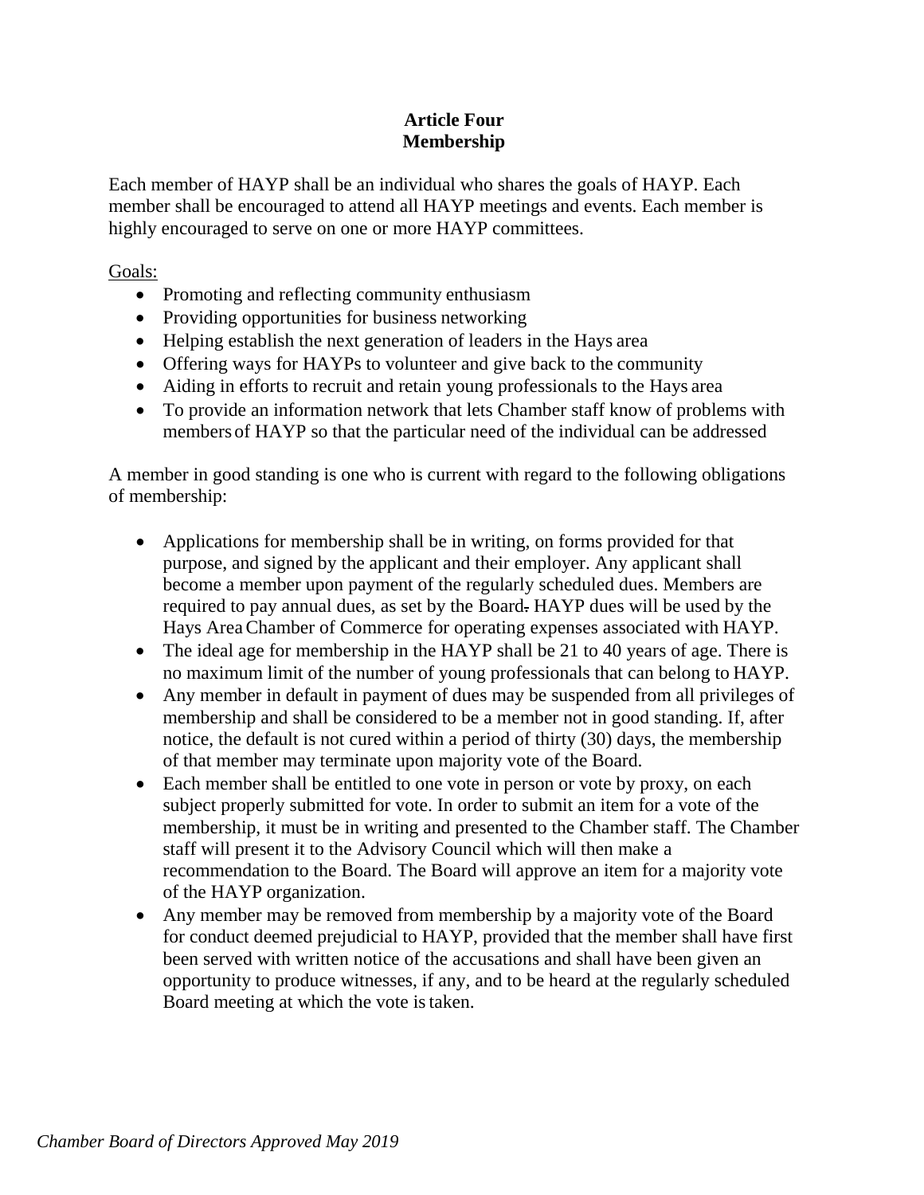## Article Four
## Membership

Each member of HAYP shall be an individual who shares the goals of HAYP. Each member shall be encouraged to attend all HAYP meetings and events. Each member is highly encouraged to serve on one or more HAYP committees.

Goals:

- Promoting and reflecting community enthusiasm
- Providing opportunities for business networking
- Helping establish the next generation of leaders in the Hays area
- Offering ways for HAYPs to volunteer and give back to the community
- Aiding in efforts to recruit and retain young professionals to the Hays area
- To provide an information network that lets Chamber staff know of problems with members of HAYP so that the particular need of the individual can be addressed

A member in good standing is one who is current with regard to the following obligations of membership:

- Applications for membership shall be in writing, on forms provided for that purpose, and signed by the applicant and their employer. Any applicant shall become a member upon payment of the regularly scheduled dues. Members are required to pay annual dues, as set by the Board. HAYP dues will be used by the Hays Area Chamber of Commerce for operating expenses associated with HAYP.
- The ideal age for membership in the HAYP shall be 21 to 40 years of age. There is no maximum limit of the number of young professionals that can belong to HAYP.
- Any member in default in payment of dues may be suspended from all privileges of membership and shall be considered to be a member not in good standing. If, after notice, the default is not cured within a period of thirty (30) days, the membership of that member may terminate upon majority vote of the Board.
- Each member shall be entitled to one vote in person or vote by proxy, on each subject properly submitted for vote. In order to submit an item for a vote of the membership, it must be in writing and presented to the Chamber staff. The Chamber staff will present it to the Advisory Council which will then make a recommendation to the Board. The Board will approve an item for a majority vote of the HAYP organization.
- Any member may be removed from membership by a majority vote of the Board for conduct deemed prejudicial to HAYP, provided that the member shall have first been served with written notice of the accusations and shall have been given an opportunity to produce witnesses, if any, and to be heard at the regularly scheduled Board meeting at which the vote is taken.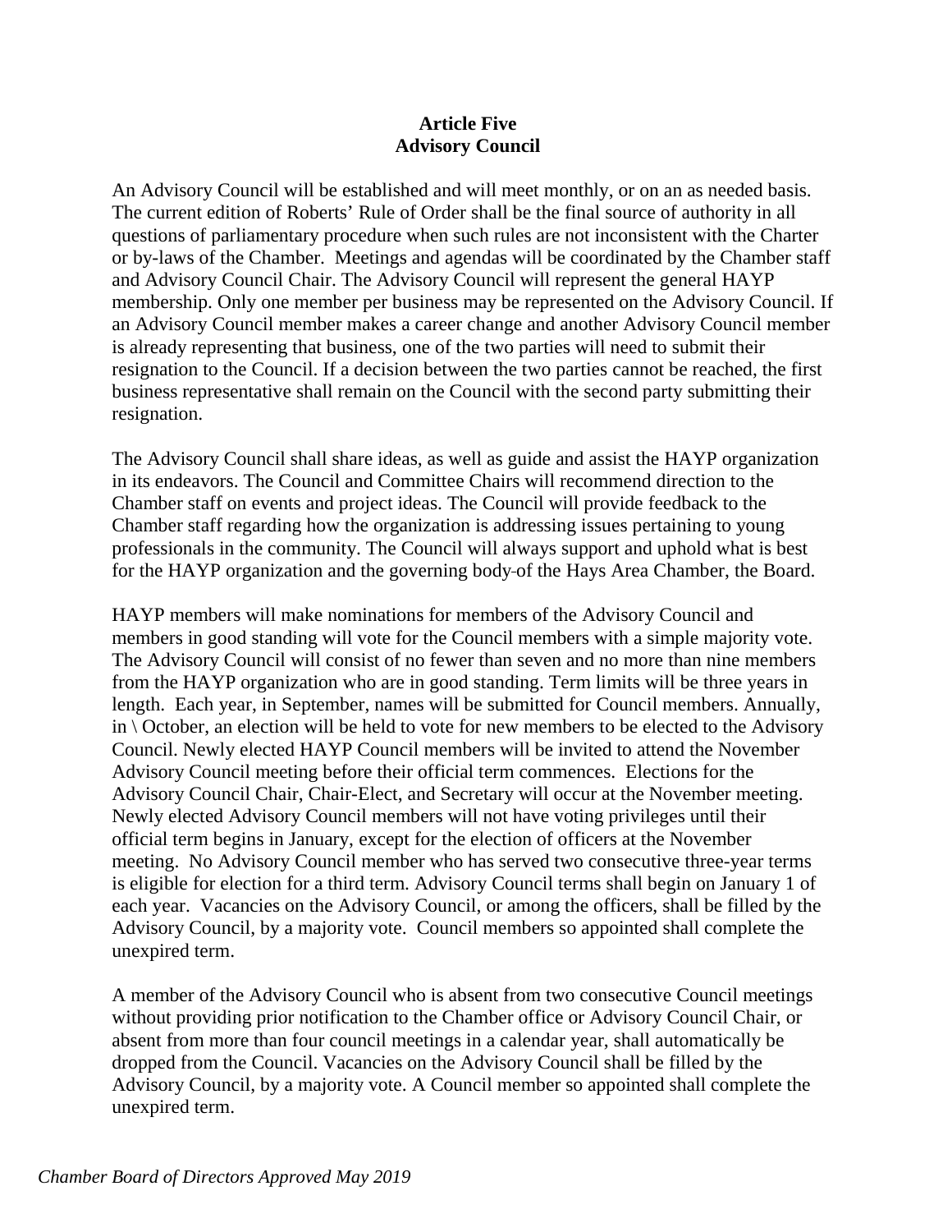**Article Five**
**Advisory Council**

An Advisory Council will be established and will meet monthly, or on an as needed basis. The current edition of Roberts' Rule of Order shall be the final source of authority in all questions of parliamentary procedure when such rules are not inconsistent with the Charter or by-laws of the Chamber. Meetings and agendas will be coordinated by the Chamber staff and Advisory Council Chair. The Advisory Council will represent the general HAYP membership. Only one member per business may be represented on the Advisory Council. If an Advisory Council member makes a career change and another Advisory Council member is already representing that business, one of the two parties will need to submit their resignation to the Council. If a decision between the two parties cannot be reached, the first business representative shall remain on the Council with the second party submitting their resignation.

The Advisory Council shall share ideas, as well as guide and assist the HAYP organization in its endeavors. The Council and Committee Chairs will recommend direction to the Chamber staff on events and project ideas. The Council will provide feedback to the Chamber staff regarding how the organization is addressing issues pertaining to young professionals in the community. The Council will always support and uphold what is best for the HAYP organization and the governing body of the Hays Area Chamber, the Board.

HAYP members will make nominations for members of the Advisory Council and members in good standing will vote for the Council members with a simple majority vote. The Advisory Council will consist of no fewer than seven and no more than nine members from the HAYP organization who are in good standing. Term limits will be three years in length. Each year, in September, names will be submitted for Council members. Annually, in \ October, an election will be held to vote for new members to be elected to the Advisory Council. Newly elected HAYP Council members will be invited to attend the November Advisory Council meeting before their official term commences. Elections for the Advisory Council Chair, Chair-Elect, and Secretary will occur at the November meeting. Newly elected Advisory Council members will not have voting privileges until their official term begins in January, except for the election of officers at the November meeting. No Advisory Council member who has served two consecutive three-year terms is eligible for election for a third term. Advisory Council terms shall begin on January 1 of each year. Vacancies on the Advisory Council, or among the officers, shall be filled by the Advisory Council, by a majority vote. Council members so appointed shall complete the unexpired term.

A member of the Advisory Council who is absent from two consecutive Council meetings without providing prior notification to the Chamber office or Advisory Council Chair, or absent from more than four council meetings in a calendar year, shall automatically be dropped from the Council. Vacancies on the Advisory Council shall be filled by the Advisory Council, by a majority vote. A Council member so appointed shall complete the unexpired term.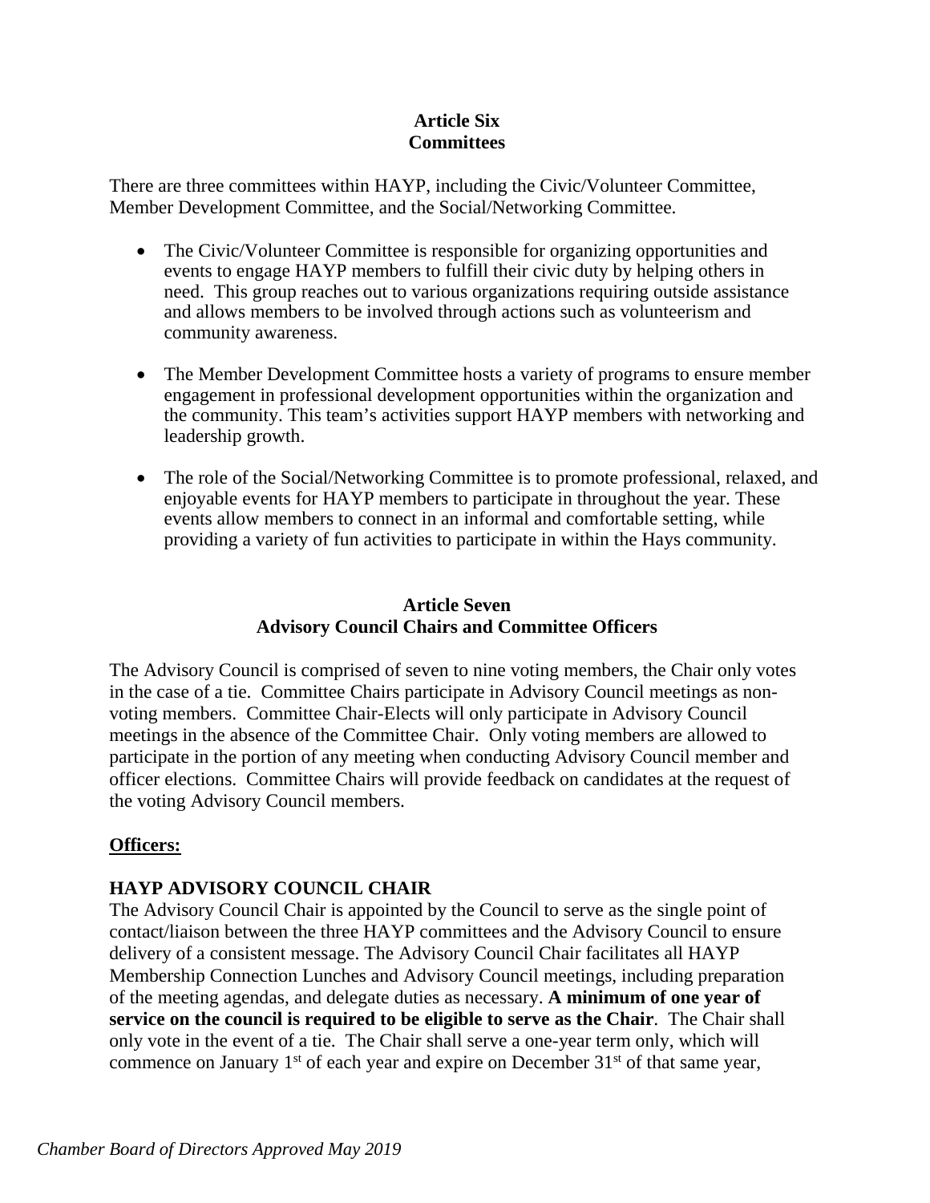## Article Six
## Committees

There are three committees within HAYP, including the Civic/Volunteer Committee, Member Development Committee, and the Social/Networking Committee.

- The Civic/Volunteer Committee is responsible for organizing opportunities and events to engage HAYP members to fulfill their civic duty by helping others in need. This group reaches out to various organizations requiring outside assistance and allows members to be involved through actions such as volunteerism and community awareness.

- The Member Development Committee hosts a variety of programs to ensure member engagement in professional development opportunities within the organization and the community. This team's activities support HAYP members with networking and leadership growth.

- The role of the Social/Networking Committee is to promote professional, relaxed, and enjoyable events for HAYP members to participate in throughout the year. These events allow members to connect in an informal and comfortable setting, while providing a variety of fun activities to participate in within the Hays community.

## Article Seven
## Advisory Council Chairs and Committee Officers

The Advisory Council is comprised of seven to nine voting members, the Chair only votes in the case of a tie. Committee Chairs participate in Advisory Council meetings as non-voting members. Committee Chair-Elects will only participate in Advisory Council meetings in the absence of the Committee Chair. Only voting members are allowed to participate in the portion of any meeting when conducting Advisory Council member and officer elections. Committee Chairs will provide feedback on candidates at the request of the voting Advisory Council members.

**Officers:**

### HAYP ADVISORY COUNCIL CHAIR

The Advisory Council Chair is appointed by the Council to serve as the single point of contact/liaison between the three HAYP committees and the Advisory Council to ensure delivery of a consistent message. The Advisory Council Chair facilitates all HAYP Membership Connection Lunches and Advisory Council meetings, including preparation of the meeting agendas, and delegate duties as necessary. **A minimum of one year of service on the council is required to be eligible to serve as the Chair**. The Chair shall only vote in the event of a tie. The Chair shall serve a one-year term only, which will commence on January 1st of each year and expire on December 31st of that same year,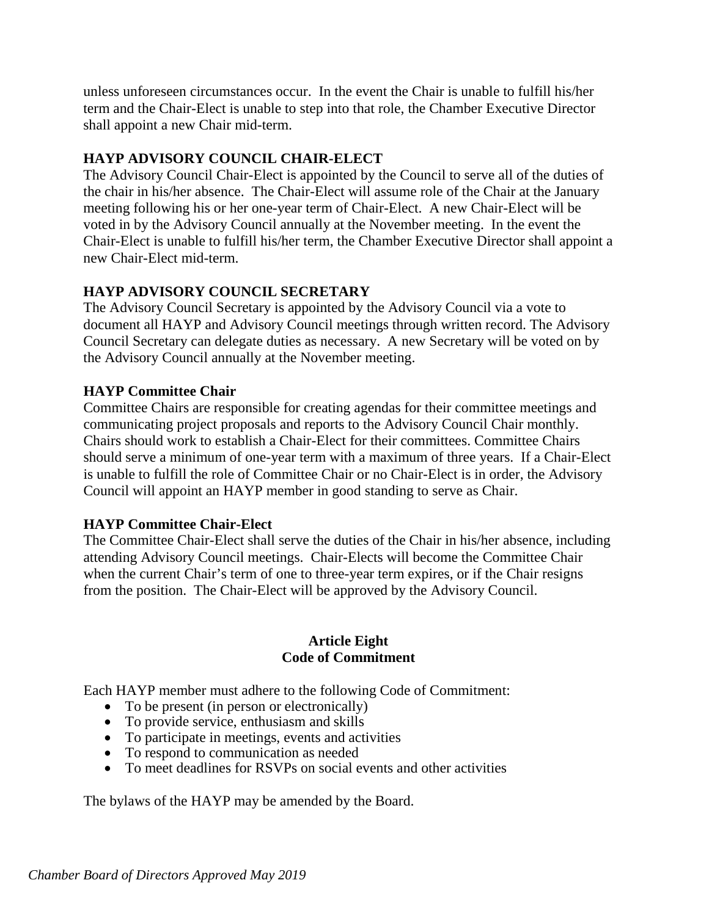unless unforeseen circumstances occur. In the event the Chair is unable to fulfill his/her term and the Chair-Elect is unable to step into that role, the Chamber Executive Director shall appoint a new Chair mid-term.

**HAYP ADVISORY COUNCIL CHAIR-ELECT**

The Advisory Council Chair-Elect is appointed by the Council to serve all of the duties of the chair in his/her absence. The Chair-Elect will assume role of the Chair at the January meeting following his or her one-year term of Chair-Elect. A new Chair-Elect will be voted in by the Advisory Council annually at the November meeting. In the event the Chair-Elect is unable to fulfill his/her term, the Chamber Executive Director shall appoint a new Chair-Elect mid-term.

**HAYP ADVISORY COUNCIL SECRETARY**

The Advisory Council Secretary is appointed by the Advisory Council via a vote to document all HAYP and Advisory Council meetings through written record. The Advisory Council Secretary can delegate duties as necessary. A new Secretary will be voted on by the Advisory Council annually at the November meeting.

**HAYP Committee Chair**

Committee Chairs are responsible for creating agendas for their committee meetings and communicating project proposals and reports to the Advisory Council Chair monthly. Chairs should work to establish a Chair-Elect for their committees. Committee Chairs should serve a minimum of one-year term with a maximum of three years. If a Chair-Elect is unable to fulfill the role of Committee Chair or no Chair-Elect is in order, the Advisory Council will appoint an HAYP member in good standing to serve as Chair.

**HAYP Committee Chair-Elect**

The Committee Chair-Elect shall serve the duties of the Chair in his/her absence, including attending Advisory Council meetings. Chair-Elects will become the Committee Chair when the current Chair's term of one to three-year term expires, or if the Chair resigns from the position. The Chair-Elect will be approved by the Advisory Council.

## Article Eight
## Code of Commitment

Each HAYP member must adhere to the following Code of Commitment:

- To be present (in person or electronically)
- To provide service, enthusiasm and skills
- To participate in meetings, events and activities
- To respond to communication as needed
- To meet deadlines for RSVPs on social events and other activities

The bylaws of the HAYP may be amended by the Board.

*Chamber Board of Directors Approved May 2019*